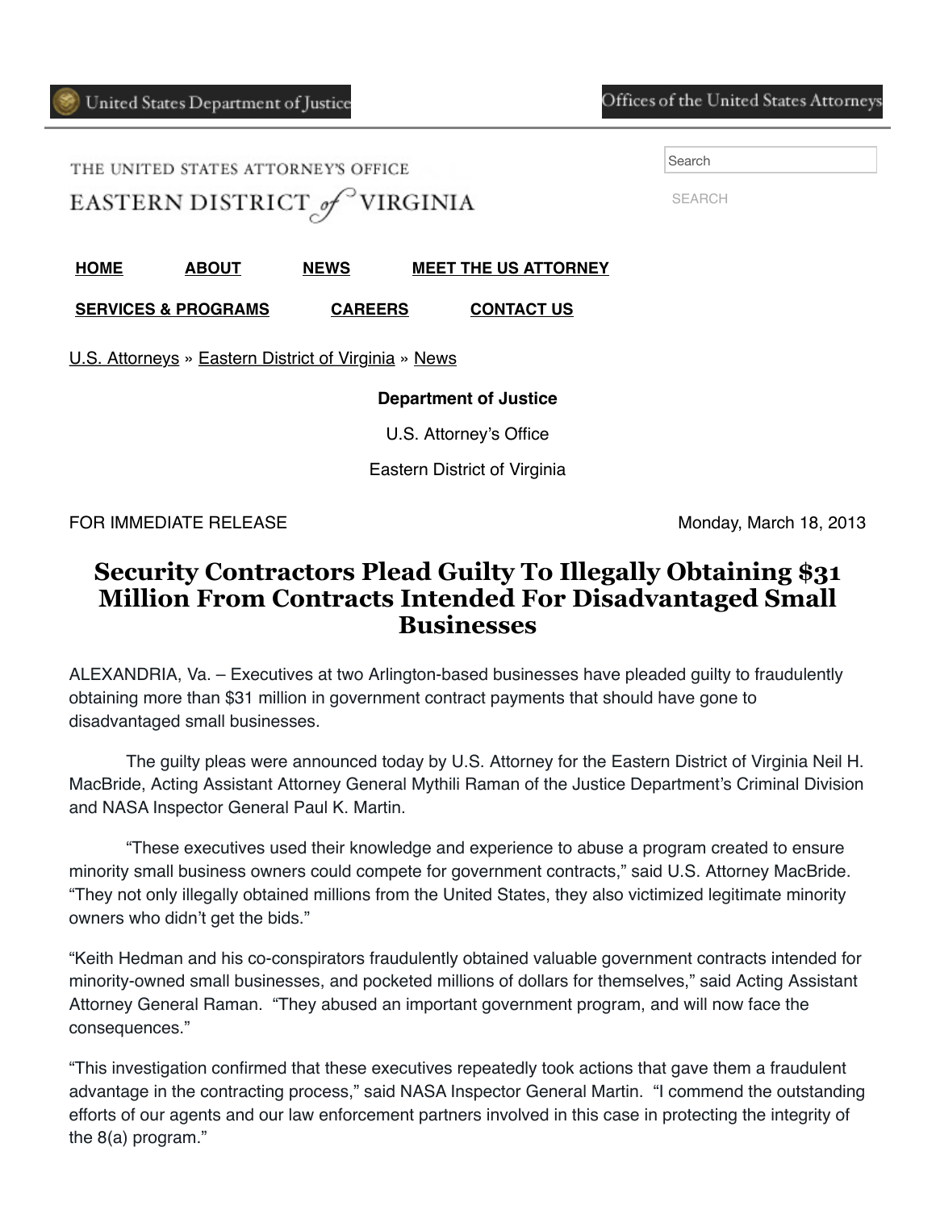United States Department of Justice

Offices of the United States Attorneys

THE UNITED STATES ATTORNEY'S OFFICE

EASTERN DISTRICT *of* VIRGINIA

Search

SEARCH

**HOME** **ABOUT** **NEWS** **MEET THE US ATTORNEY**

**SERVICES & PROGRAMS** **CAREERS** **CONTACT US**

U.S. Attorneys » Eastern District of Virginia » News

**Department of Justice**

U.S. Attorney's Office

Eastern District of Virginia

FOR IMMEDIATE RELEASE — Monday, March 18, 2013

# Security Contractors Plead Guilty To Illegally Obtaining $31 Million From Contracts Intended For Disadvantaged Small Businesses

ALEXANDRIA, Va. – Executives at two Arlington-based businesses have pleaded guilty to fraudulently obtaining more than $31 million in government contract payments that should have gone to disadvantaged small businesses.

The guilty pleas were announced today by U.S. Attorney for the Eastern District of Virginia Neil H. MacBride, Acting Assistant Attorney General Mythili Raman of the Justice Department's Criminal Division and NASA Inspector General Paul K. Martin.

"These executives used their knowledge and experience to abuse a program created to ensure minority small business owners could compete for government contracts," said U.S. Attorney MacBride. "They not only illegally obtained millions from the United States, they also victimized legitimate minority owners who didn't get the bids."

"Keith Hedman and his co-conspirators fraudulently obtained valuable government contracts intended for minority-owned small businesses, and pocketed millions of dollars for themselves," said Acting Assistant Attorney General Raman. "They abused an important government program, and will now face the consequences."

"This investigation confirmed that these executives repeatedly took actions that gave them a fraudulent advantage in the contracting process," said NASA Inspector General Martin. "I commend the outstanding efforts of our agents and our law enforcement partners involved in this case in protecting the integrity of the 8(a) program."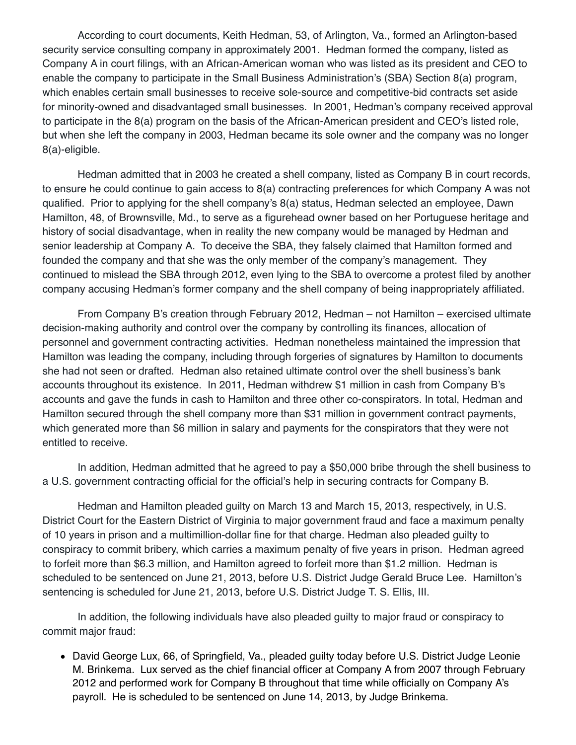According to court documents, Keith Hedman, 53, of Arlington, Va., formed an Arlington-based security service consulting company in approximately 2001. Hedman formed the company, listed as Company A in court filings, with an African-American woman who was listed as its president and CEO to enable the company to participate in the Small Business Administration's (SBA) Section 8(a) program, which enables certain small businesses to receive sole-source and competitive-bid contracts set aside for minority-owned and disadvantaged small businesses. In 2001, Hedman's company received approval to participate in the 8(a) program on the basis of the African-American president and CEO's listed role, but when she left the company in 2003, Hedman became its sole owner and the company was no longer 8(a)-eligible.

Hedman admitted that in 2003 he created a shell company, listed as Company B in court records, to ensure he could continue to gain access to 8(a) contracting preferences for which Company A was not qualified. Prior to applying for the shell company's 8(a) status, Hedman selected an employee, Dawn Hamilton, 48, of Brownsville, Md., to serve as a figurehead owner based on her Portuguese heritage and history of social disadvantage, when in reality the new company would be managed by Hedman and senior leadership at Company A. To deceive the SBA, they falsely claimed that Hamilton formed and founded the company and that she was the only member of the company's management. They continued to mislead the SBA through 2012, even lying to the SBA to overcome a protest filed by another company accusing Hedman's former company and the shell company of being inappropriately affiliated.

From Company B's creation through February 2012, Hedman – not Hamilton – exercised ultimate decision-making authority and control over the company by controlling its finances, allocation of personnel and government contracting activities. Hedman nonetheless maintained the impression that Hamilton was leading the company, including through forgeries of signatures by Hamilton to documents she had not seen or drafted. Hedman also retained ultimate control over the shell business's bank accounts throughout its existence. In 2011, Hedman withdrew $1 million in cash from Company B's accounts and gave the funds in cash to Hamilton and three other co-conspirators. In total, Hedman and Hamilton secured through the shell company more than $31 million in government contract payments, which generated more than $6 million in salary and payments for the conspirators that they were not entitled to receive.

In addition, Hedman admitted that he agreed to pay a $50,000 bribe through the shell business to a U.S. government contracting official for the official's help in securing contracts for Company B.

Hedman and Hamilton pleaded guilty on March 13 and March 15, 2013, respectively, in U.S. District Court for the Eastern District of Virginia to major government fraud and face a maximum penalty of 10 years in prison and a multimillion-dollar fine for that charge. Hedman also pleaded guilty to conspiracy to commit bribery, which carries a maximum penalty of five years in prison. Hedman agreed to forfeit more than $6.3 million, and Hamilton agreed to forfeit more than $1.2 million. Hedman is scheduled to be sentenced on June 21, 2013, before U.S. District Judge Gerald Bruce Lee. Hamilton's sentencing is scheduled for June 21, 2013, before U.S. District Judge T. S. Ellis, III.

In addition, the following individuals have also pleaded guilty to major fraud or conspiracy to commit major fraud:

- David George Lux, 66, of Springfield, Va., pleaded guilty today before U.S. District Judge Leonie M. Brinkema. Lux served as the chief financial officer at Company A from 2007 through February 2012 and performed work for Company B throughout that time while officially on Company A's payroll. He is scheduled to be sentenced on June 14, 2013, by Judge Brinkema.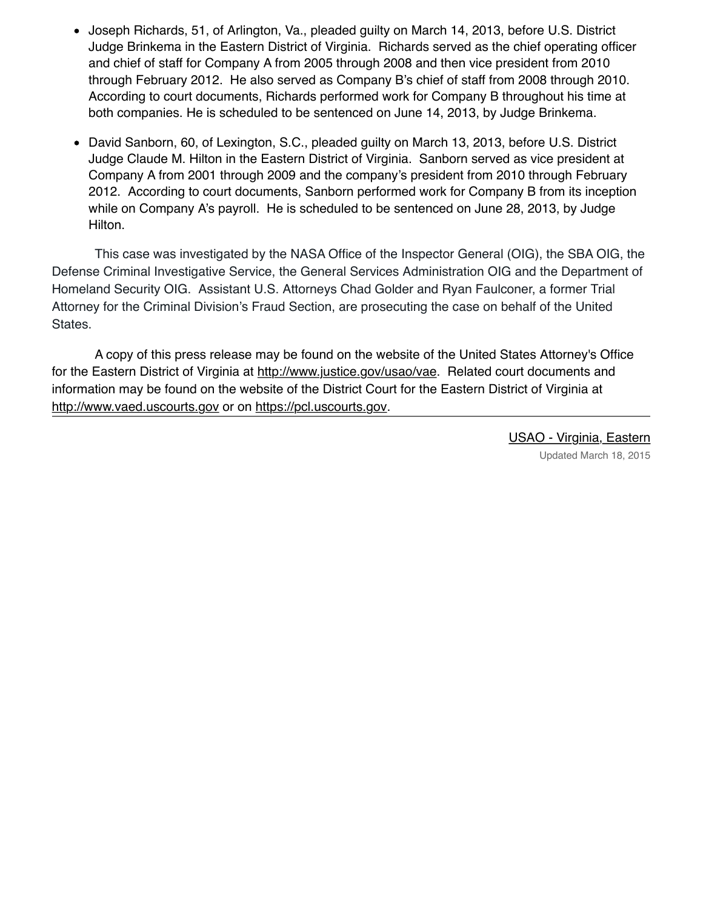- Joseph Richards, 51, of Arlington, Va., pleaded guilty on March 14, 2013, before U.S. District Judge Brinkema in the Eastern District of Virginia. Richards served as the chief operating officer and chief of staff for Company A from 2005 through 2008 and then vice president from 2010 through February 2012. He also served as Company B's chief of staff from 2008 through 2010. According to court documents, Richards performed work for Company B throughout his time at both companies. He is scheduled to be sentenced on June 14, 2013, by Judge Brinkema.
- David Sanborn, 60, of Lexington, S.C., pleaded guilty on March 13, 2013, before U.S. District Judge Claude M. Hilton in the Eastern District of Virginia. Sanborn served as vice president at Company A from 2001 through 2009 and the company's president from 2010 through February 2012. According to court documents, Sanborn performed work for Company B from its inception while on Company A's payroll. He is scheduled to be sentenced on June 28, 2013, by Judge Hilton.

This case was investigated by the NASA Office of the Inspector General (OIG), the SBA OIG, the Defense Criminal Investigative Service, the General Services Administration OIG and the Department of Homeland Security OIG. Assistant U.S. Attorneys Chad Golder and Ryan Faulconer, a former Trial Attorney for the Criminal Division's Fraud Section, are prosecuting the case on behalf of the United States.

A copy of this press release may be found on the website of the United States Attorney's Office for the Eastern District of Virginia at http://www.justice.gov/usao/vae. Related court documents and information may be found on the website of the District Court for the Eastern District of Virginia at http://www.vaed.uscourts.gov or on https://pcl.uscourts.gov.

---

USAO - Virginia, Eastern

Updated March 18, 2015